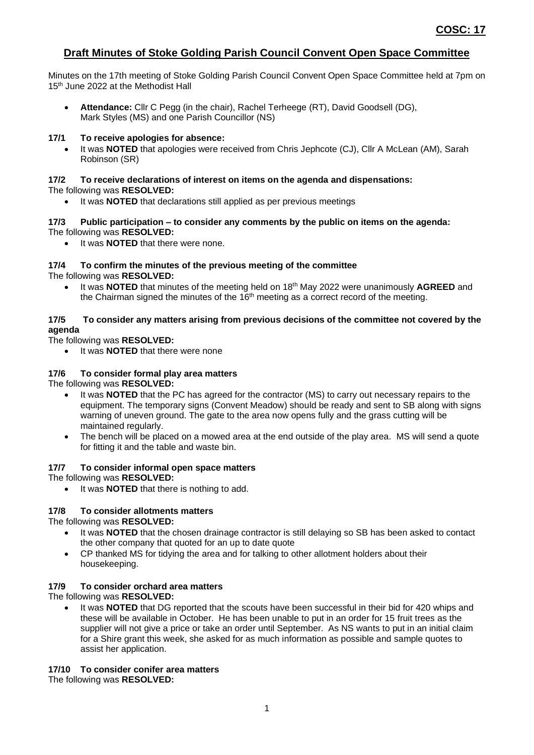**COSC: 17**

# Draft Minutes of Stoke Golding Parish Council Convent Open Space Committee

Minutes on the 17th meeting of Stoke Golding Parish Council Convent Open Space Committee held at 7pm on 15th June 2022 at the Methodist Hall

- **Attendance:** Cllr C Pegg (in the chair), Rachel Terheege (RT), David Goodsell (DG), Mark Styles (MS) and one Parish Councillor (NS)

### 17/1 To receive apologies for absence:

- It was **NOTED** that apologies were received from Chris Jephcote (CJ), Cllr A McLean (AM), Sarah Robinson (SR)

### 17/2 To receive declarations of interest on items on the agenda and dispensations:

The following was **RESOLVED:**

- It was **NOTED** that declarations still applied as per previous meetings

### 17/3 Public participation – to consider any comments by the public on items on the agenda:

The following was **RESOLVED:**

- It was **NOTED** that there were none.

### 17/4 To confirm the minutes of the previous meeting of the committee

The following was **RESOLVED:**

- It was **NOTED** that minutes of the meeting held on 18th May 2022 were unanimously **AGREED** and the Chairman signed the minutes of the 16th meeting as a correct record of the meeting.

### 17/5 To consider any matters arising from previous decisions of the committee not covered by the agenda

The following was **RESOLVED:**

- It was **NOTED** that there were none

### 17/6 To consider formal play area matters

The following was **RESOLVED:**

- It was **NOTED** that the PC has agreed for the contractor (MS) to carry out necessary repairs to the equipment. The temporary signs (Convent Meadow) should be ready and sent to SB along with signs warning of uneven ground. The gate to the area now opens fully and the grass cutting will be maintained regularly.
- The bench will be placed on a mowed area at the end outside of the play area. MS will send a quote for fitting it and the table and waste bin.

### 17/7 To consider informal open space matters

The following was **RESOLVED:**

- It was **NOTED** that there is nothing to add.

### 17/8 To consider allotments matters

The following was **RESOLVED:**

- It was **NOTED** that the chosen drainage contractor is still delaying so SB has been asked to contact the other company that quoted for an up to date quote
- CP thanked MS for tidying the area and for talking to other allotment holders about their housekeeping.

### 17/9 To consider orchard area matters

The following was **RESOLVED:**

- It was **NOTED** that DG reported that the scouts have been successful in their bid for 420 whips and these will be available in October. He has been unable to put in an order for 15 fruit trees as the supplier will not give a price or take an order until September. As NS wants to put in an initial claim for a Shire grant this week, she asked for as much information as possible and sample quotes to assist her application.

### 17/10 To consider conifer area matters

The following was **RESOLVED:**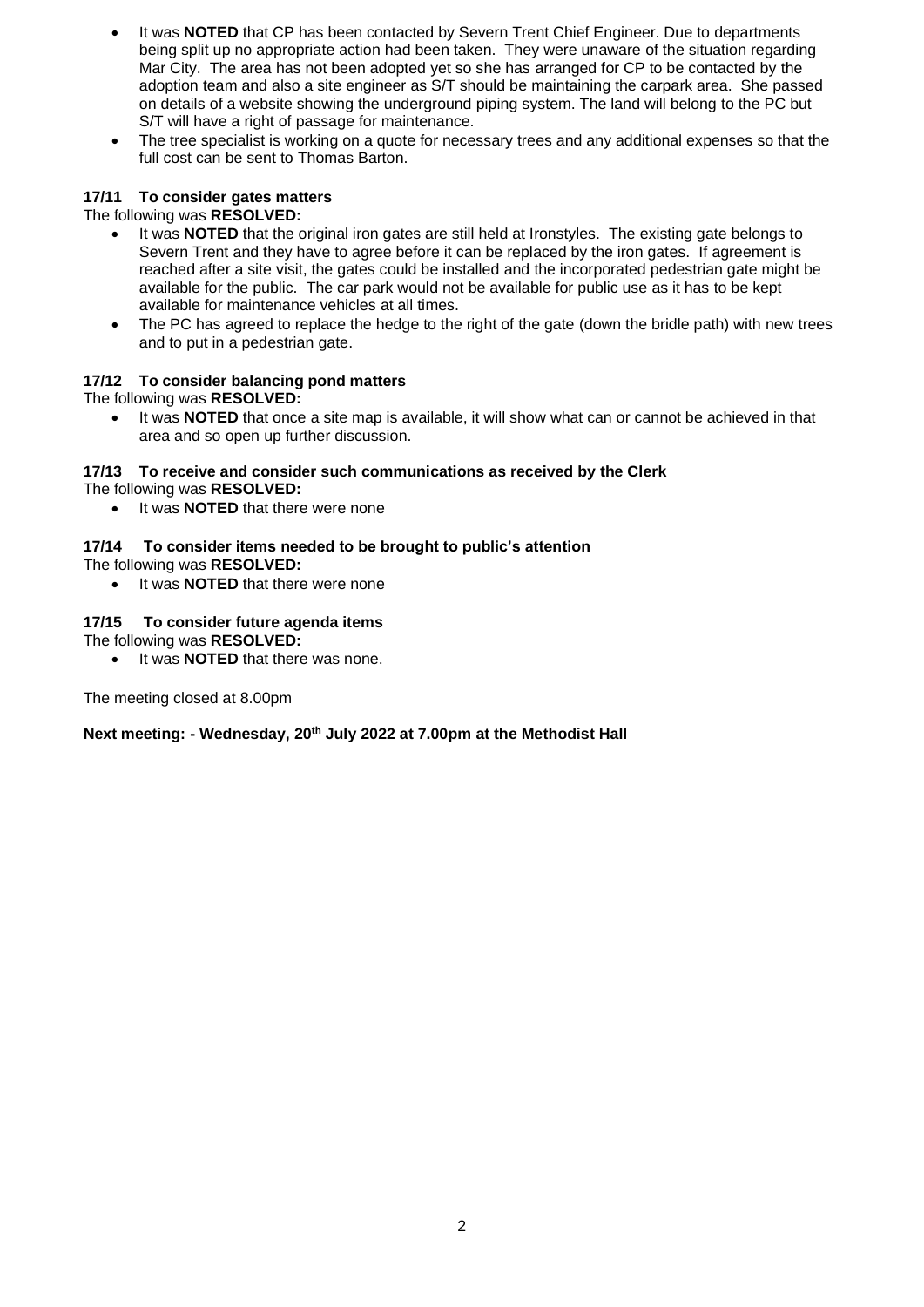- It was **NOTED** that CP has been contacted by Severn Trent Chief Engineer. Due to departments being split up no appropriate action had been taken. They were unaware of the situation regarding Mar City. The area has not been adopted yet so she has arranged for CP to be contacted by the adoption team and also a site engineer as S/T should be maintaining the carpark area. She passed on details of a website showing the underground piping system. The land will belong to the PC but S/T will have a right of passage for maintenance.
- The tree specialist is working on a quote for necessary trees and any additional expenses so that the full cost can be sent to Thomas Barton.

### 17/11 To consider gates matters

The following was **RESOLVED:**

- It was **NOTED** that the original iron gates are still held at Ironstyles. The existing gate belongs to Severn Trent and they have to agree before it can be replaced by the iron gates. If agreement is reached after a site visit, the gates could be installed and the incorporated pedestrian gate might be available for the public. The car park would not be available for public use as it has to be kept available for maintenance vehicles at all times.
- The PC has agreed to replace the hedge to the right of the gate (down the bridle path) with new trees and to put in a pedestrian gate.

### 17/12 To consider balancing pond matters

The following was **RESOLVED:**

- It was **NOTED** that once a site map is available, it will show what can or cannot be achieved in that area and so open up further discussion.

### 17/13 To receive and consider such communications as received by the Clerk

The following was **RESOLVED:**

- It was **NOTED** that there were none

### 17/14 To consider items needed to be brought to public's attention

The following was **RESOLVED:**

- It was **NOTED** that there were none

### 17/15 To consider future agenda items

The following was **RESOLVED:**

- It was **NOTED** that there was none.

The meeting closed at 8.00pm

**Next meeting: - Wednesday, 20th July 2022 at 7.00pm at the Methodist Hall**